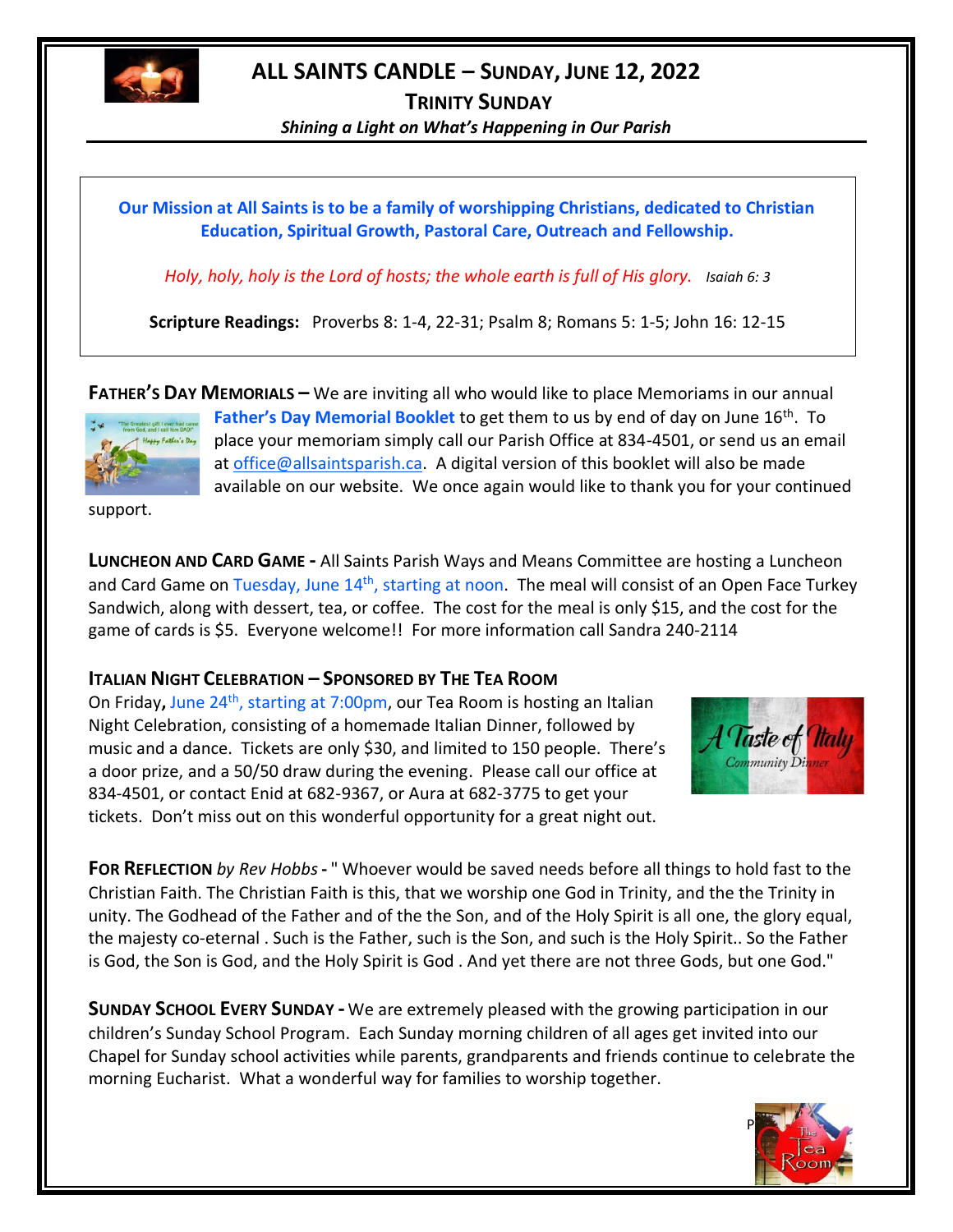# ALL SAINTS CANDLE – SUNDAY, JUNE 12, 2022

## TRINITY SUNDAY

***Shining a Light on What's Happening in Our Parish***

**Our Mission at All Saints is to be a family of worshipping Christians, dedicated to Christian Education, Spiritual Growth, Pastoral Care, Outreach and Fellowship.**

*Holy, holy, holy is the Lord of hosts; the whole earth is full of His glory.* *Isaiah 6: 3*

**Scripture Readings:** Proverbs 8: 1-4, 22-31; Psalm 8; Romans 5: 1-5; John 16: 12-15

**FATHER'S DAY MEMORIALS –** We are inviting all who would like to place Memoriams in our annual **Father's Day Memorial Booklet** to get them to us by end of day on June 16th. To place your memoriam simply call our Parish Office at 834-4501, or send us an email at office@allsaintsparish.ca. A digital version of this booklet will also be made available on our website. We once again would like to thank you for your continued support.

**LUNCHEON AND CARD GAME -** All Saints Parish Ways and Means Committee are hosting a Luncheon and Card Game on Tuesday, June 14th, starting at noon. The meal will consist of an Open Face Turkey Sandwich, along with dessert, tea, or coffee. The cost for the meal is only $15, and the cost for the game of cards is $5. Everyone welcome!! For more information call Sandra 240-2114

**ITALIAN NIGHT CELEBRATION – SPONSORED BY THE TEA ROOM**

On Friday**,** June 24th, starting at 7:00pm, our Tea Room is hosting an Italian Night Celebration, consisting of a homemade Italian Dinner, followed by music and a dance. Tickets are only $30, and limited to 150 people. There's a door prize, and a 50/50 draw during the evening. Please call our office at 834-4501, or contact Enid at 682-9367, or Aura at 682-3775 to get your tickets. Don't miss out on this wonderful opportunity for a great night out.

**FOR REFLECTION** *by Rev Hobbs* **-** " Whoever would be saved needs before all things to hold fast to the Christian Faith. The Christian Faith is this, that we worship one God in Trinity, and the the Trinity in unity. The Godhead of the Father and of the the Son, and of the Holy Spirit is all one, the glory equal, the majesty co-eternal . Such is the Father, such is the Son, and such is the Holy Spirit.. So the Father is God, the Son is God, and the Holy Spirit is God . And yet there are not three Gods, but one God."

**SUNDAY SCHOOL EVERY SUNDAY -** We are extremely pleased with the growing participation in our children's Sunday School Program. Each Sunday morning children of all ages get invited into our Chapel for Sunday school activities while parents, grandparents and friends continue to celebrate the morning Eucharist. What a wonderful way for families to worship together.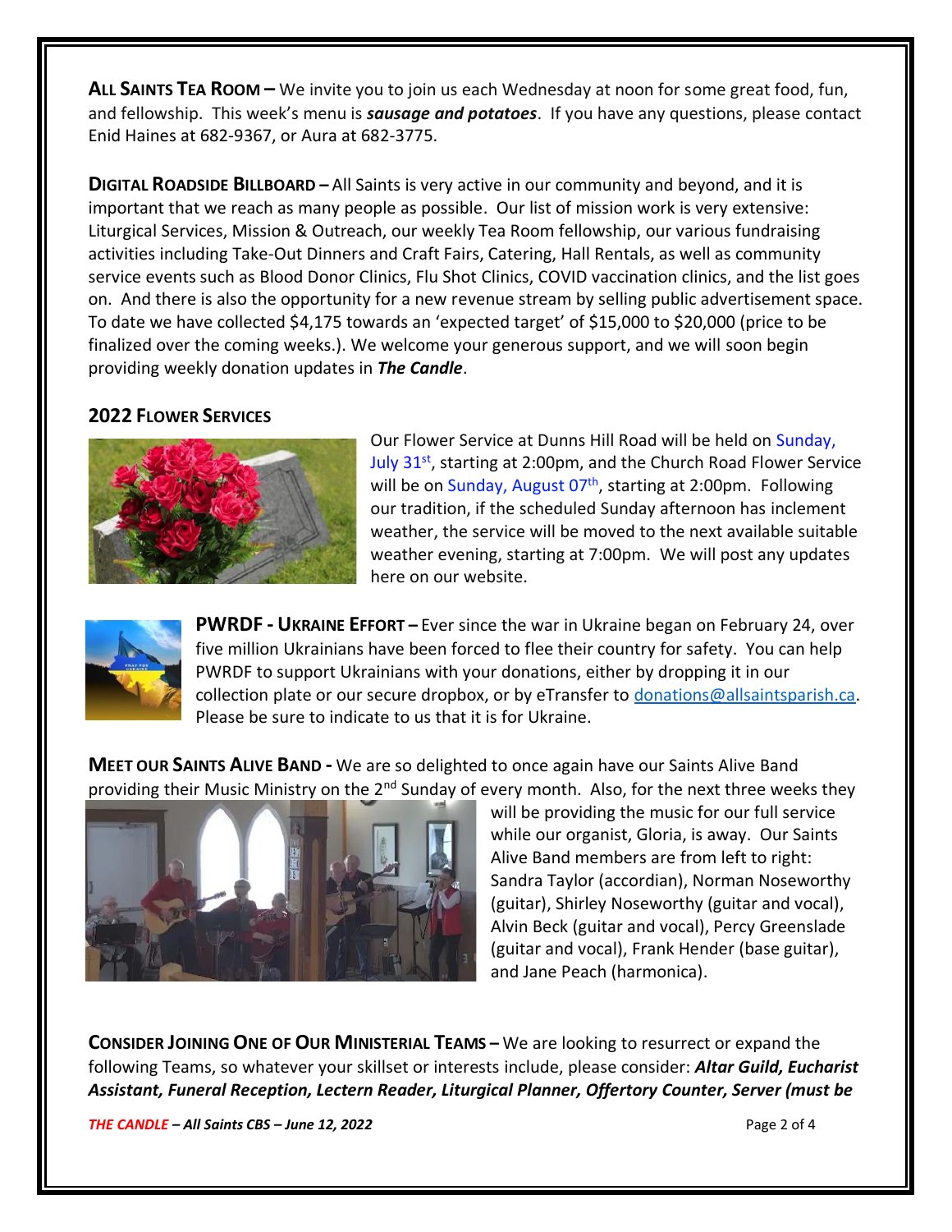**ALL SAINTS TEA ROOM –** We invite you to join us each Wednesday at noon for some great food, fun, and fellowship. This week's menu is ***sausage and potatoes***. If you have any questions, please contact Enid Haines at 682-9367, or Aura at 682-3775.

**DIGITAL ROADSIDE BILLBOARD –** All Saints is very active in our community and beyond, and it is important that we reach as many people as possible. Our list of mission work is very extensive: Liturgical Services, Mission & Outreach, our weekly Tea Room fellowship, our various fundraising activities including Take-Out Dinners and Craft Fairs, Catering, Hall Rentals, as well as community service events such as Blood Donor Clinics, Flu Shot Clinics, COVID vaccination clinics, and the list goes on. And there is also the opportunity for a new revenue stream by selling public advertisement space. To date we have collected $4,175 towards an 'expected target' of $15,000 to $20,000 (price to be finalized over the coming weeks.). We welcome your generous support, and we will soon begin providing weekly donation updates in ***The Candle***.

## 2022 FLOWER SERVICES

Our Flower Service at Dunns Hill Road will be held on Sunday, July 31st, starting at 2:00pm, and the Church Road Flower Service will be on Sunday, August 07th, starting at 2:00pm. Following our tradition, if the scheduled Sunday afternoon has inclement weather, the service will be moved to the next available suitable weather evening, starting at 7:00pm. We will post any updates here on our website.

**PWRDF - UKRAINE EFFORT –** Ever since the war in Ukraine began on February 24, over five million Ukrainians have been forced to flee their country for safety. You can help PWRDF to support Ukrainians with your donations, either by dropping it in our collection plate or our secure dropbox, or by eTransfer to donations@allsaintsparish.ca. Please be sure to indicate to us that it is for Ukraine.

**MEET OUR SAINTS ALIVE BAND -** We are so delighted to once again have our Saints Alive Band providing their Music Ministry on the 2nd Sunday of every month. Also, for the next three weeks they will be providing the music for our full service while our organist, Gloria, is away. Our Saints Alive Band members are from left to right: Sandra Taylor (accordian), Norman Noseworthy (guitar), Shirley Noseworthy (guitar and vocal), Alvin Beck (guitar and vocal), Percy Greenslade (guitar and vocal), Frank Hender (base guitar), and Jane Peach (harmonica).

**CONSIDER JOINING ONE OF OUR MINISTERIAL TEAMS –** We are looking to resurrect or expand the following Teams, so whatever your skillset or interests include, please consider: ***Altar Guild, Eucharist Assistant, Funeral Reception, Lectern Reader, Liturgical Planner, Offertory Counter, Server (must be***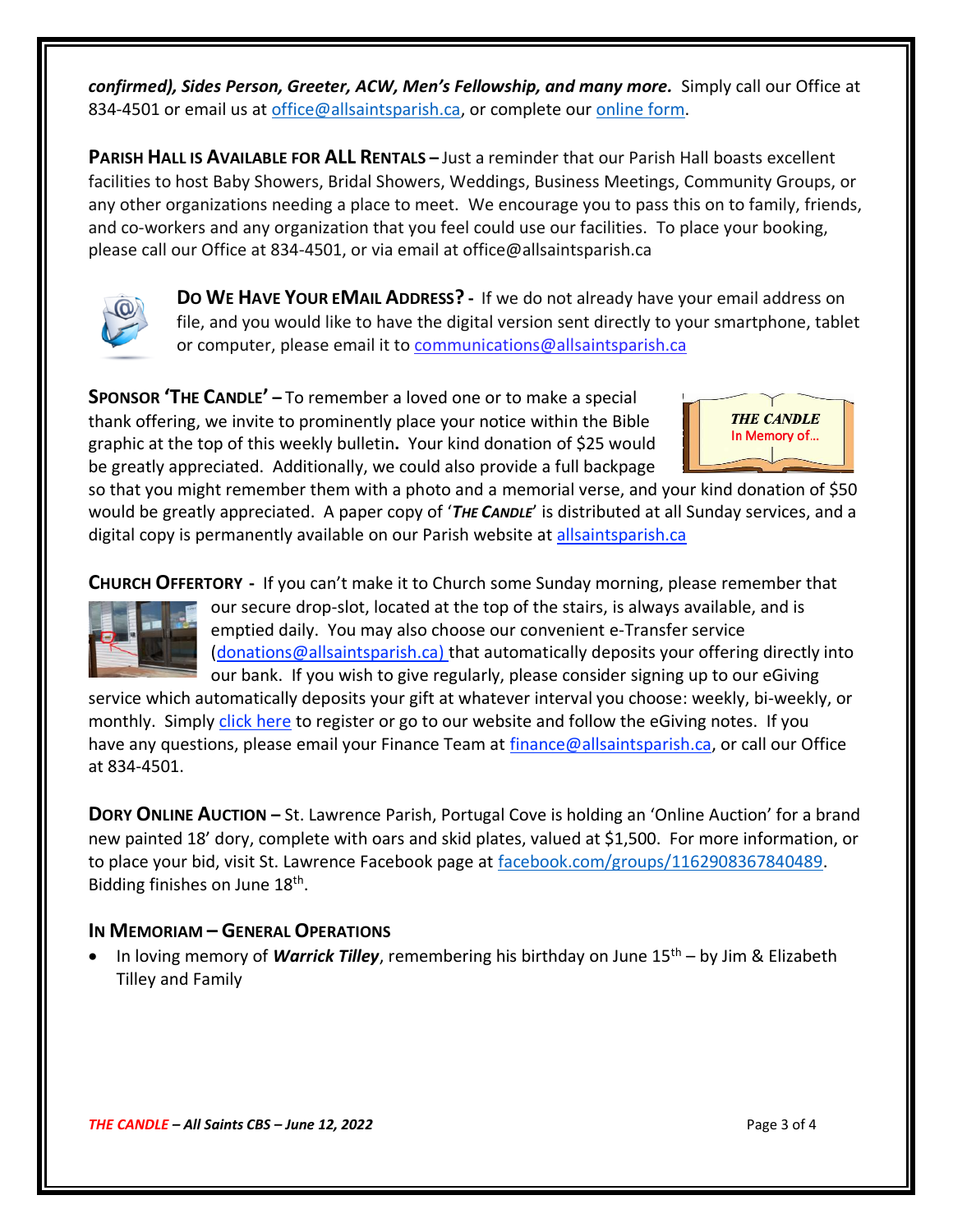***confirmed), Sides Person, Greeter, ACW, Men's Fellowship, and many more.*** Simply call our Office at 834-4501 or email us at office@allsaintsparish.ca, or complete our online form.

**PARISH HALL IS AVAILABLE FOR ALL RENTALS –** Just a reminder that our Parish Hall boasts excellent facilities to host Baby Showers, Bridal Showers, Weddings, Business Meetings, Community Groups, or any other organizations needing a place to meet. We encourage you to pass this on to family, friends, and co-workers and any organization that you feel could use our facilities. To place your booking, please call our Office at 834-4501, or via email at office@allsaintsparish.ca

**DO WE HAVE YOUR EMAIL ADDRESS? -** If we do not already have your email address on file, and you would like to have the digital version sent directly to your smartphone, tablet or computer, please email it to communications@allsaintsparish.ca

**SPONSOR 'THE CANDLE' –** To remember a loved one or to make a special thank offering, we invite to prominently place your notice within the Bible graphic at the top of this weekly bulletin**.** Your kind donation of $25 would be greatly appreciated. Additionally, we could also provide a full backpage so that you might remember them with a photo and a memorial verse, and your kind donation of $50 would be greatly appreciated. A paper copy of '***THE CANDLE***' is distributed at all Sunday services, and a digital copy is permanently available on our Parish website at allsaintsparish.ca

**CHURCH OFFERTORY -** If you can't make it to Church some Sunday morning, please remember that our secure drop-slot, located at the top of the stairs, is always available, and is emptied daily. You may also choose our convenient e-Transfer service (donations@allsaintsparish.ca) that automatically deposits your offering directly into our bank. If you wish to give regularly, please consider signing up to our eGiving service which automatically deposits your gift at whatever interval you choose: weekly, bi-weekly, or monthly. Simply click here to register or go to our website and follow the eGiving notes. If you have any questions, please email your Finance Team at finance@allsaintsparish.ca, or call our Office at 834-4501.

**DORY ONLINE AUCTION –** St. Lawrence Parish, Portugal Cove is holding an 'Online Auction' for a brand new painted 18' dory, complete with oars and skid plates, valued at $1,500. For more information, or to place your bid, visit St. Lawrence Facebook page at facebook.com/groups/1162908367840489. Bidding finishes on June 18th.

**IN MEMORIAM – GENERAL OPERATIONS**

- In loving memory of ***Warrick Tilley***, remembering his birthday on June 15th – by Jim & Elizabeth Tilley and Family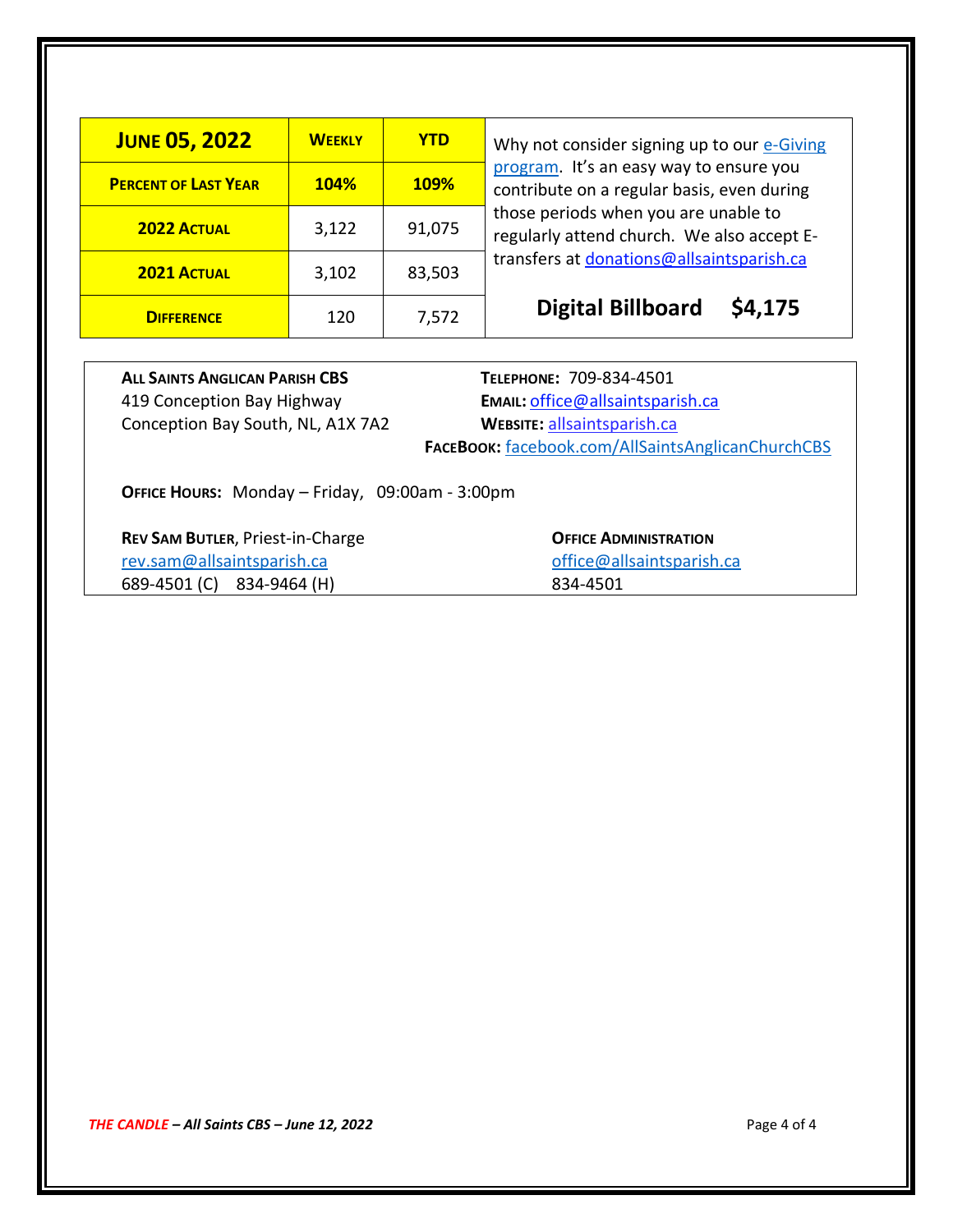| **JUNE 05, 2022** | **WEEKLY** | **YTD** |
|---|---|---|
| **PERCENT OF LAST YEAR** | **104%** | **109%** |
| **2022 ACTUAL** | 3,122 | 91,075 |
| **2021 ACTUAL** | 3,102 | 83,503 |
| **DIFFERENCE** | 120 | 7,572 |

Why not consider signing up to our e-Giving program. It's an easy way to ensure you contribute on a regular basis, even during those periods when you are unable to regularly attend church. We also accept E-transfers at donations@allsaintsparish.ca

**Digital Billboard $4,175**

**ALL SAINTS ANGLICAN PARISH CBS**
419 Conception Bay Highway
Conception Bay South, NL, A1X 7A2

**TELEPHONE:** 709-834-4501
**EMAIL:** office@allsaintsparish.ca
**WEBSITE:** allsaintsparish.ca
**FACEBOOK:** facebook.com/AllSaintsAnglicanChurchCBS

**OFFICE HOURS:** Monday – Friday, 09:00am - 3:00pm

**REV SAM BUTLER**, Priest-in-Charge
rev.sam@allsaintsparish.ca
689-4501 (C) 834-9464 (H)

**OFFICE ADMINISTRATION**
office@allsaintsparish.ca
834-4501